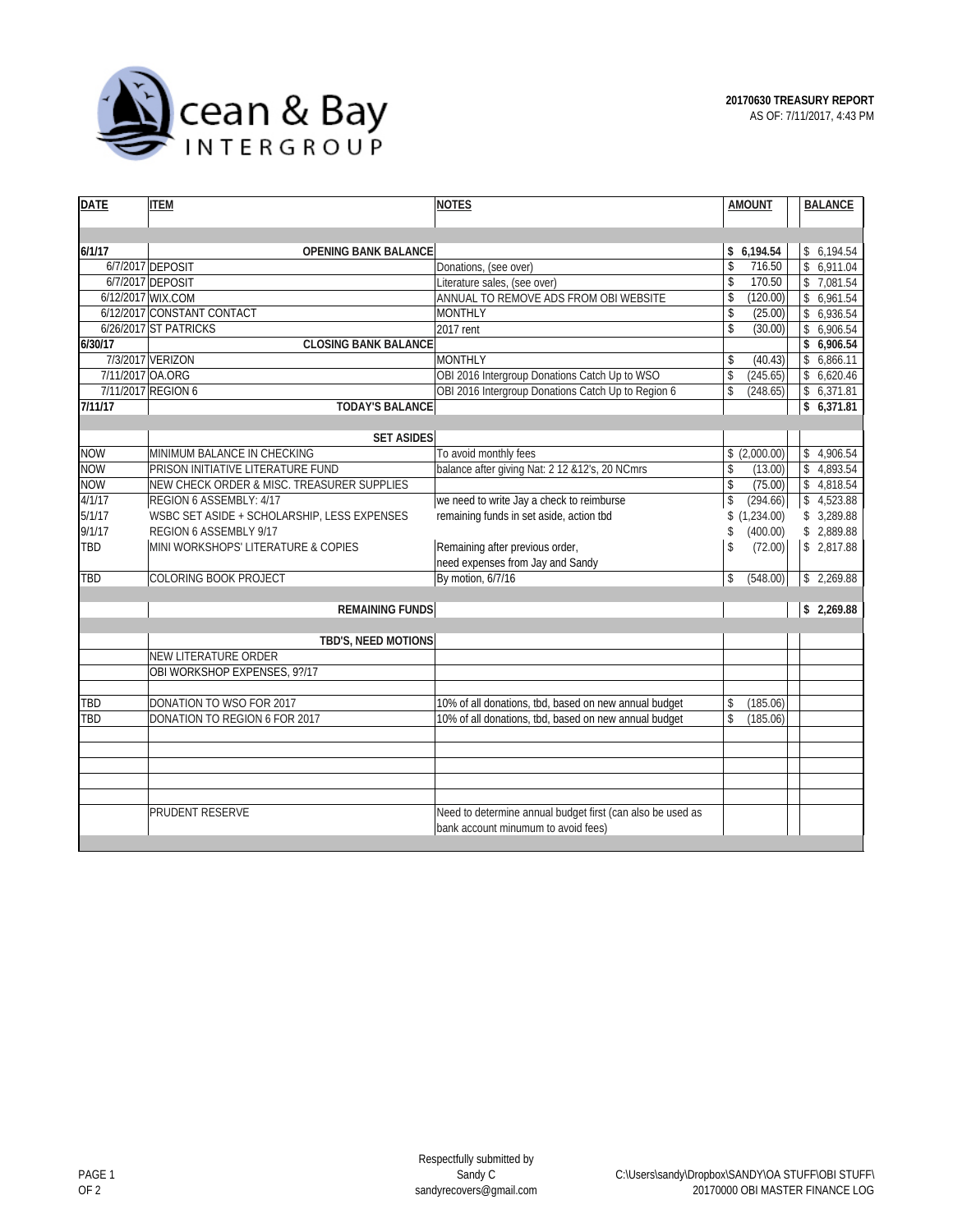Ocean & Bay INTERGROUP

**20170630 TREASURY REPORT**
AS OF: 7/11/2017, 4:43 PM

| DATE | ITEM | NOTES | AMOUNT | BALANCE |
|---|---|---|---|---|
| 6/1/17 | **OPENING BANK BALANCE** | | **$ 6,194.54** | $ 6,194.54 |
| 6/7/2017 | DEPOSIT | Donations, (see over) | $ 716.50 | $ 6,911.04 |
| 6/7/2017 | DEPOSIT | Literature sales, (see over) | $ 170.50 | $ 7,081.54 |
| 6/12/2017 | WIX.COM | ANNUAL TO REMOVE ADS FROM OBI WEBSITE | $ (120.00) | $ 6,961.54 |
| 6/12/2017 | CONSTANT CONTACT | MONTHLY | $ (25.00) | $ 6,936.54 |
| 6/26/2017 | ST PATRICKS | 2017 rent | $ (30.00) | $ 6,906.54 |
| **6/30/17** | **CLOSING BANK BALANCE** | | | **$ 6,906.54** |
| 7/3/2017 | VERIZON | MONTHLY | $ (40.43) | $ 6,866.11 |
| 7/11/2017 | OA.ORG | OBI 2016 Intergroup Donations Catch Up to WSO | $ (245.65) | $ 6,620.46 |
| 7/11/2017 | REGION 6 | OBI 2016 Intergroup Donations Catch Up to Region 6 | $ (248.65) | $ 6,371.81 |
| **7/11/17** | **TODAY'S BALANCE** | | | **$ 6,371.81** |
| | **SET ASIDES** | | | |
| NOW | MINIMUM BALANCE IN CHECKING | To avoid monthly fees | $ (2,000.00) | $ 4,906.54 |
| NOW | PRISON INITIATIVE LITERATURE FUND | balance after giving Nat: 2 12 &12's, 20 NCmrs | $ (13.00) | $ 4,893.54 |
| NOW | NEW CHECK ORDER & MISC. TREASURER SUPPLIES | | $ (75.00) | $ 4,818.54 |
| 4/1/17 | REGION 6 ASSEMBLY: 4/17 | we need to write Jay a check to reimburse | $ (294.66) | $ 4,523.88 |
| 5/1/17 | WSBC SET ASIDE + SCHOLARSHIP, LESS EXPENSES | remaining funds in set aside, action tbd | $ (1,234.00) | $ 3,289.88 |
| 9/1/17 | REGION 6 ASSEMBLY 9/17 | | $ (400.00) | $ 2,889.88 |
| TBD | MINI WORKSHOPS' LITERATURE & COPIES | Remaining after previous order, need expenses from Jay and Sandy | $ (72.00) | $ 2,817.88 |
| TBD | COLORING BOOK PROJECT | By motion, 6/7/16 | $ (548.00) | $ 2,269.88 |
| | **REMAINING FUNDS** | | | **$ 2,269.88** |
| | **TBD'S, NEED MOTIONS** | | | |
| | NEW LITERATURE ORDER | | | |
| | OBI WORKSHOP EXPENSES, 9?/17 | | | |
| TBD | DONATION TO WSO FOR 2017 | 10% of all donations, tbd, based on new annual budget | $ (185.06) | |
| TBD | DONATION TO REGION 6 FOR 2017 | 10% of all donations, tbd, based on new annual budget | $ (185.06) | |
| | PRUDENT RESERVE | Need to determine annual budget first (can also be used as bank account minumum to avoid fees) | | |

Respectfully submitted by
Sandy C
sandyrecovers@gmail.com

C:\Users\sandy\Dropbox\SANDY\OA STUFF\OBI STUFF\20170000 OBI MASTER FINANCE LOG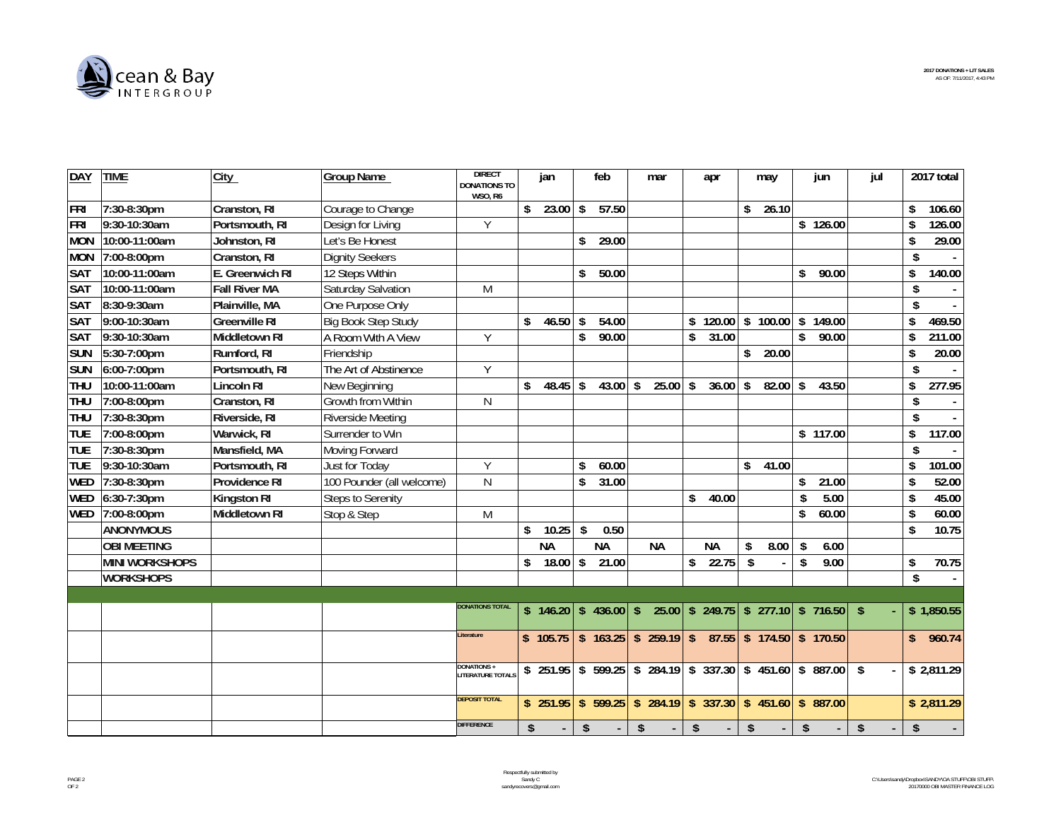Ocean & Bay INTERGROUP

**2017 DONATIONS + LIT SALES**
AS OF: 7/11/2017, 4:43 PM

| DAY | TIME | City | Group Name | DIRECT DONATIONS TO WSO, R6 | jan | feb | mar | apr | may | jun | jul | 2017 total |
|---|---|---|---|---|---|---|---|---|---|---|---|---|
| FRI | 7:30-8:30pm | Cranston, RI | Courage to Change | | $ 23.00 | $ 57.50 | | | $ 26.10 | | | $ 106.60 |
| FRI | 9:30-10:30am | Portsmouth, RI | Design for Living | Y | | | | | | $ 126.00 | | $ 126.00 |
| MON | 10:00-11:00am | Johnston, RI | Let's Be Honest | | | $ 29.00 | | | | | | $ 29.00 |
| MON | 7:00-8:00pm | Cranston, RI | Dignity Seekers | | | | | | | | | $ - |
| SAT | 10:00-11:00am | E. Greenwich RI | 12 Steps Within | | | $ 50.00 | | | | $ 90.00 | | $ 140.00 |
| SAT | 10:00-11:00am | Fall River MA | Saturday Salvation | M | | | | | | | | $ - |
| SAT | 8:30-9:30am | Plainville, MA | One Purpose Only | | | | | | | | | $ - |
| SAT | 9:00-10:30am | Greenville RI | Big Book Step Study | | $ 46.50 | $ 54.00 | | $ 120.00 | $ 100.00 | $ 149.00 | | $ 469.50 |
| SAT | 9:30-10:30am | Middletown RI | A Room With A View | Y | | $ 90.00 | | $ 31.00 | | $ 90.00 | | $ 211.00 |
| SUN | 5:30-7:00pm | Rumford, RI | Friendship | | | | | | $ 20.00 | | | $ 20.00 |
| SUN | 6:00-7:00pm | Portsmouth, RI | The Art of Abstinence | Y | | | | | | | | $ - |
| THU | 10:00-11:00am | Lincoln RI | New Beginning | | $ 48.45 | $ 43.00 | $ 25.00 | $ 36.00 | $ 82.00 | $ 43.50 | | $ 277.95 |
| THU | 7:00-8:00pm | Cranston, RI | Growth from Within | N | | | | | | | | $ - |
| THU | 7:30-8:30pm | Riverside, RI | Riverside Meeting | | | | | | | | | $ - |
| TUE | 7:00-8:00pm | Warwick, RI | Surrender to Win | | | | | | | $ 117.00 | | $ 117.00 |
| TUE | 7:30-8:30pm | Mansfield, MA | Moving Forward | | | | | | | | | $ - |
| TUE | 9:30-10:30am | Portsmouth, RI | Just for Today | Y | | $ 60.00 | | | $ 41.00 | | | $ 101.00 |
| WED | 7:30-8:30pm | Providence RI | 100 Pounder (all welcome) | N | | $ 31.00 | | | | $ 21.00 | | $ 52.00 |
| WED | 6:30-7:30pm | Kingston RI | Steps to Serenity | | | | | $ 40.00 | | $ 5.00 | | $ 45.00 |
| WED | 7:00-8:00pm | Middletown RI | Stop & Step | M | | | | | | $ 60.00 | | $ 60.00 |
| | ANONYMOUS | | | | $ 10.25 | $ 0.50 | | | | | | $ 10.75 |
| | OBI MEETING | | | | NA | NA | NA | NA | $ 8.00 | $ 6.00 | | |
| | MINI WORKSHOPS | | | | $ 18.00 | $ 21.00 | | $ 22.75 | $ - | $ 9.00 | | $ 70.75 |
| | WORKSHOPS | | | | | | | | | | | $ - |
| | | | | | | | | | | | | |
| | | | | DONATIONS TOTAL | $ 146.20 | $ 436.00 | $ 25.00 | $ 249.75 | $ 277.10 | $ 716.50 | $ - | $ 1,850.55 |
| | | | | Literature | $ 105.75 | $ 163.25 | $ 259.19 | $ 87.55 | $ 174.50 | $ 170.50 | | $ 960.74 |
| | | | | DONATIONS + LITERATURE TOTALS | $ 251.95 | $ 599.25 | $ 284.19 | $ 337.30 | $ 451.60 | $ 887.00 | $ - | $ 2,811.29 |
| | | | | DEPOSIT TOTAL | $ 251.95 | $ 599.25 | $ 284.19 | $ 337.30 | $ 451.60 | $ 887.00 | | $ 2,811.29 |
| | | | | DIFFERENCE | $ - | $ - | $ - | $ - | $ - | $ - | $ - | $ - |

Respectfully submitted by
Sandy C
sandyrecovers@gmail.com

C:\Users\sandy\Dropbox\SANDY\OA STUFF\OBI STUFF\
20170000 OBI MASTER FINANCE LOG